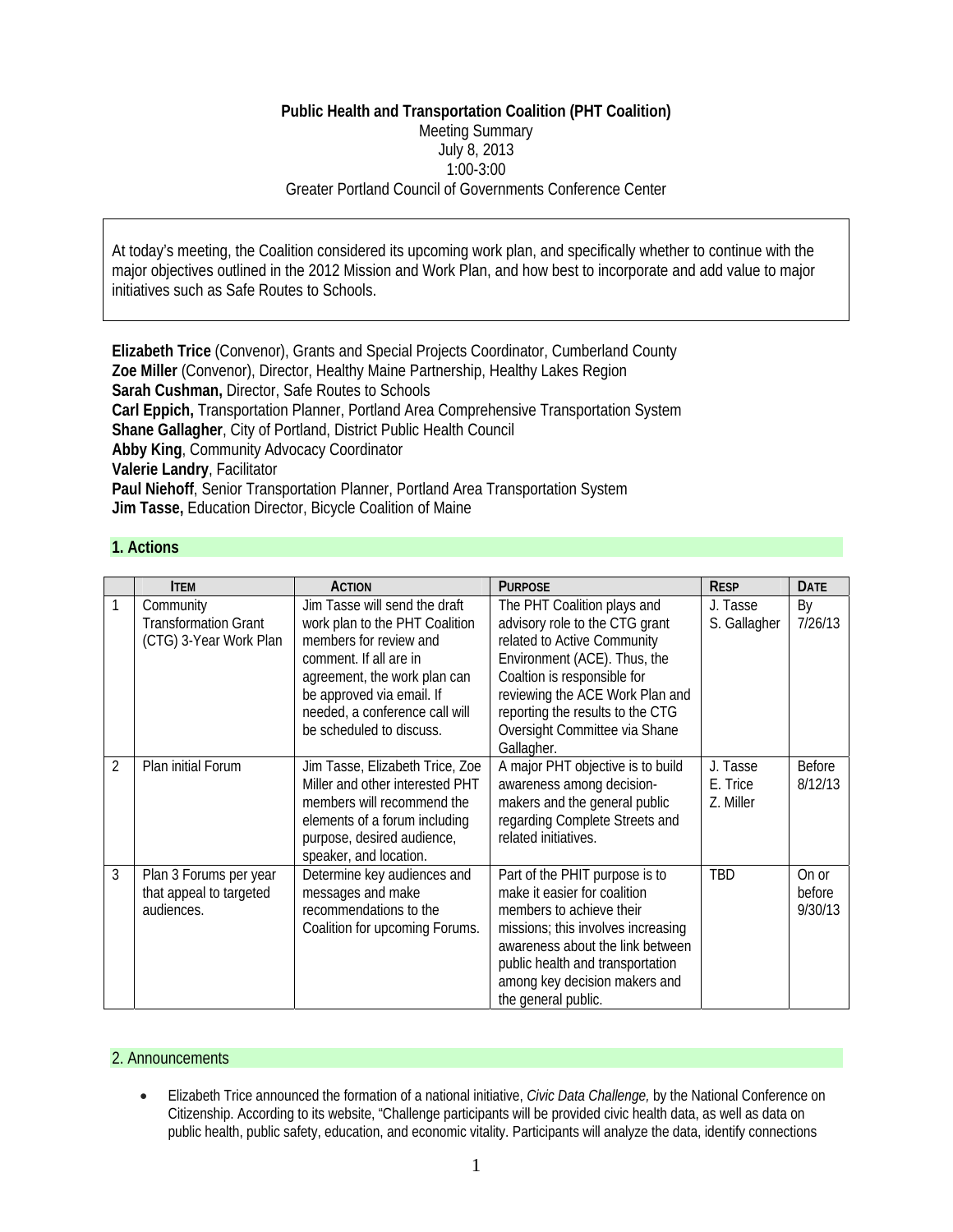**Public Health and Transportation Coalition (PHT Coalition)**
Meeting Summary
July 8, 2013
1:00-3:00
Greater Portland Council of Governments Conference Center

At today's meeting, the Coalition considered its upcoming work plan, and specifically whether to continue with the major objectives outlined in the 2012 Mission and Work Plan, and how best to incorporate and add value to major initiatives such as Safe Routes to Schools.

**Elizabeth Trice** (Convenor), Grants and Special Projects Coordinator, Cumberland County
**Zoe Miller** (Convenor), Director, Healthy Maine Partnership, Healthy Lakes Region
**Sarah Cushman,** Director, Safe Routes to Schools
**Carl Eppich,** Transportation Planner, Portland Area Comprehensive Transportation System
**Shane Gallagher**, City of Portland, District Public Health Council
**Abby King**, Community Advocacy Coordinator
**Valerie Landry**, Facilitator
**Paul Niehoff**, Senior Transportation Planner, Portland Area Transportation System
**Jim Tasse,** Education Director, Bicycle Coalition of Maine

## 1. Actions

| | ITEM | ACTION | PURPOSE | RESP | DATE |
|---|---|---|---|---|---|
| 1 | Community Transformation Grant (CTG) 3-Year Work Plan | Jim Tasse will send the draft work plan to the PHT Coalition members for review and comment. If all are in agreement, the work plan can be approved via email. If needed, a conference call will be scheduled to discuss. | The PHT Coalition plays and advisory role to the CTG grant related to Active Community Environment (ACE). Thus, the Coaltion is responsible for reviewing the ACE Work Plan and reporting the results to the CTG Oversight Committee via Shane Gallagher. | J. Tasse<br>S. Gallagher | By 7/26/13 |
| 2 | Plan initial Forum | Jim Tasse, Elizabeth Trice, Zoe Miller and other interested PHT members will recommend the elements of a forum including purpose, desired audience, speaker, and location. | A major PHT objective is to build awareness among decision-makers and the general public regarding Complete Streets and related initiatives. | J. Tasse<br>E. Trice<br>Z. Miller | Before 8/12/13 |
| 3 | Plan 3 Forums per year that appeal to targeted audiences. | Determine key audiences and messages and make recommendations to the Coalition for upcoming Forums. | Part of the PHIT purpose is to make it easier for coalition members to achieve their missions; this involves increasing awareness about the link between public health and transportation among key decision makers and the general public. | TBD | On or before 9/30/13 |

## 2. Announcements

- Elizabeth Trice announced the formation of a national initiative, *Civic Data Challenge,* by the National Conference on Citizenship. According to its website, "Challenge participants will be provided civic health data, as well as data on public health, public safety, education, and economic vitality. Participants will analyze the data, identify connections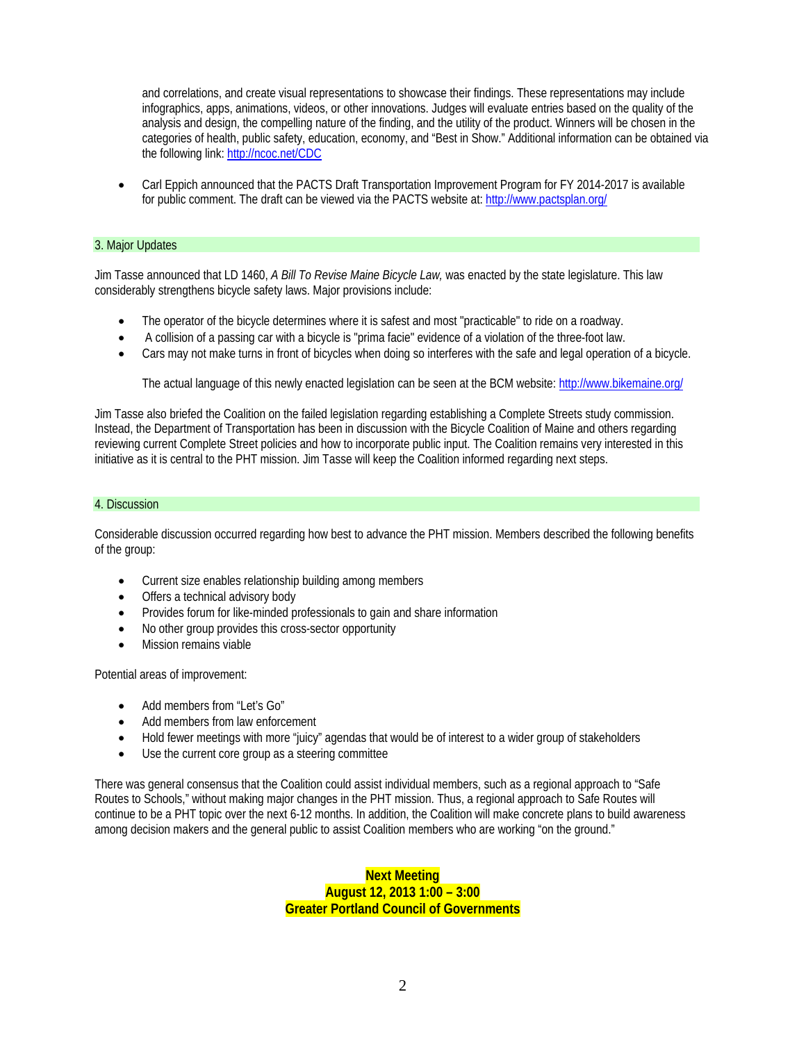and correlations, and create visual representations to showcase their findings. These representations may include infographics, apps, animations, videos, or other innovations. Judges will evaluate entries based on the quality of the analysis and design, the compelling nature of the finding, and the utility of the product. Winners will be chosen in the categories of health, public safety, education, economy, and "Best in Show." Additional information can be obtained via the following link: http://ncoc.net/CDC

- Carl Eppich announced that the PACTS Draft Transportation Improvement Program for FY 2014-2017 is available for public comment. The draft can be viewed via the PACTS website at: http://www.pactsplan.org/

## 3. Major Updates

Jim Tasse announced that LD 1460, *A Bill To Revise Maine Bicycle Law,* was enacted by the state legislature. This law considerably strengthens bicycle safety laws. Major provisions include:

- The operator of the bicycle determines where it is safest and most "practicable" to ride on a roadway.
- A collision of a passing car with a bicycle is "prima facie" evidence of a violation of the three-foot law.
- Cars may not make turns in front of bicycles when doing so interferes with the safe and legal operation of a bicycle.

The actual language of this newly enacted legislation can be seen at the BCM website: http://www.bikemaine.org/

Jim Tasse also briefed the Coalition on the failed legislation regarding establishing a Complete Streets study commission. Instead, the Department of Transportation has been in discussion with the Bicycle Coalition of Maine and others regarding reviewing current Complete Street policies and how to incorporate public input. The Coalition remains very interested in this initiative as it is central to the PHT mission. Jim Tasse will keep the Coalition informed regarding next steps.

## 4. Discussion

Considerable discussion occurred regarding how best to advance the PHT mission. Members described the following benefits of the group:

- Current size enables relationship building among members
- Offers a technical advisory body
- Provides forum for like-minded professionals to gain and share information
- No other group provides this cross-sector opportunity
- Mission remains viable

Potential areas of improvement:

- Add members from "Let's Go"
- Add members from law enforcement
- Hold fewer meetings with more "juicy" agendas that would be of interest to a wider group of stakeholders
- Use the current core group as a steering committee

There was general consensus that the Coalition could assist individual members, such as a regional approach to "Safe Routes to Schools," without making major changes in the PHT mission. Thus, a regional approach to Safe Routes will continue to be a PHT topic over the next 6-12 months. In addition, the Coalition will make concrete plans to build awareness among decision makers and the general public to assist Coalition members who are working "on the ground."

**Next Meeting**
**August 12, 2013 1:00 – 3:00**
**Greater Portland Council of Governments**